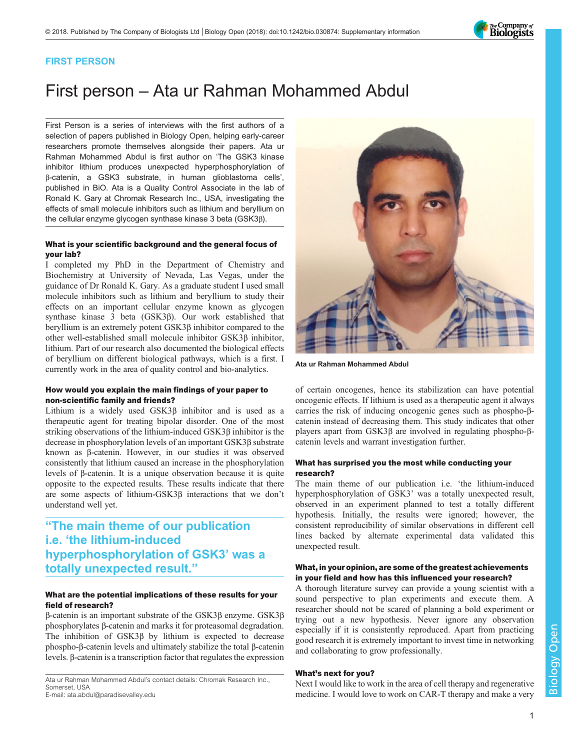FIRST PERSON

# First person – Ata ur Rahman Mohammed Abdul

First Person is a series of interviews with the first authors of a selection of papers published in Biology Open, helping early-career researchers promote themselves alongside their papers. Ata ur Rahman Mohammed Abdul is first author on 'The GSK3 kinase inhibitor lithium produces unexpected hyperphosphorylation of β-catenin, a GSK3 substrate, in human glioblastoma cells', published in BiO. Ata is a Quality Control Associate in the lab of Ronald K. Gary at Chromak Research Inc., USA, investigating the effects of small molecule inhibitors such as lithium and beryllium on the cellular enzyme glycogen synthase kinase 3 beta (GSK3β).

Ata ur Rahman Mohammed Abdul

### What is your scientific background and the general focus of your lab?

I completed my PhD in the Department of Chemistry and Biochemistry at University of Nevada, Las Vegas, under the guidance of Dr Ronald K. Gary. As a graduate student I used small molecule inhibitors such as lithium and beryllium to study their effects on an important cellular enzyme known as glycogen synthase kinase 3 beta (GSK3β). Our work established that beryllium is an extremely potent GSK3β inhibitor compared to the other well-established small molecule inhibitor GSK3β inhibitor, lithium. Part of our research also documented the biological effects of beryllium on different biological pathways, which is a first. I currently work in the area of quality control and bio-analytics.

### How would you explain the main findings of your paper to non-scientific family and friends?

Lithium is a widely used GSK3β inhibitor and is used as a therapeutic agent for treating bipolar disorder. One of the most striking observations of the lithium-induced GSK3β inhibitor is the decrease in phosphorylation levels of an important GSK3β substrate known as β-catenin. However, in our studies it was observed consistently that lithium caused an increase in the phosphorylation levels of β-catenin. It is a unique observation because it is quite opposite to the expected results. These results indicate that there are some aspects of lithium-GSK3β interactions that we don't understand well yet.

> "The main theme of our publication i.e. 'the lithium-induced hyperphosphorylation of GSK3' was a totally unexpected result."

### What are the potential implications of these results for your field of research?

β-catenin is an important substrate of the GSK3β enzyme. GSK3β phosphorylates β-catenin and marks it for proteasomal degradation. The inhibition of GSK3β by lithium is expected to decrease phospho-β-catenin levels and ultimately stabilize the total β-catenin levels. β-catenin is a transcription factor that regulates the expression of certain oncogenes, hence its stabilization can have potential oncogenic effects. If lithium is used as a therapeutic agent it always carries the risk of inducing oncogenic genes such as phospho-β-catenin instead of decreasing them. This study indicates that other players apart from GSK3β are involved in regulating phospho-β-catenin levels and warrant investigation further.

### What has surprised you the most while conducting your research?

The main theme of our publication i.e. 'the lithium-induced hyperphosphorylation of GSK3' was a totally unexpected result, observed in an experiment planned to test a totally different hypothesis. Initially, the results were ignored; however, the consistent reproducibility of similar observations in different cell lines backed by alternate experimental data validated this unexpected result.

### What, in your opinion, are some of the greatest achievements in your field and how has this influenced your research?

A thorough literature survey can provide a young scientist with a sound perspective to plan experiments and execute them. A researcher should not be scared of planning a bold experiment or trying out a new hypothesis. Never ignore any observation especially if it is consistently reproduced. Apart from practicing good research it is extremely important to invest time in networking and collaborating to grow professionally.

### What's next for you?

Next I would like to work in the area of cell therapy and regenerative medicine. I would love to work on CAR-T therapy and make a very

Ata ur Rahman Mohammed Abdul's contact details: Chromak Research Inc., Somerset, USA
E-mail: ata.abdul@paradisevalley.edu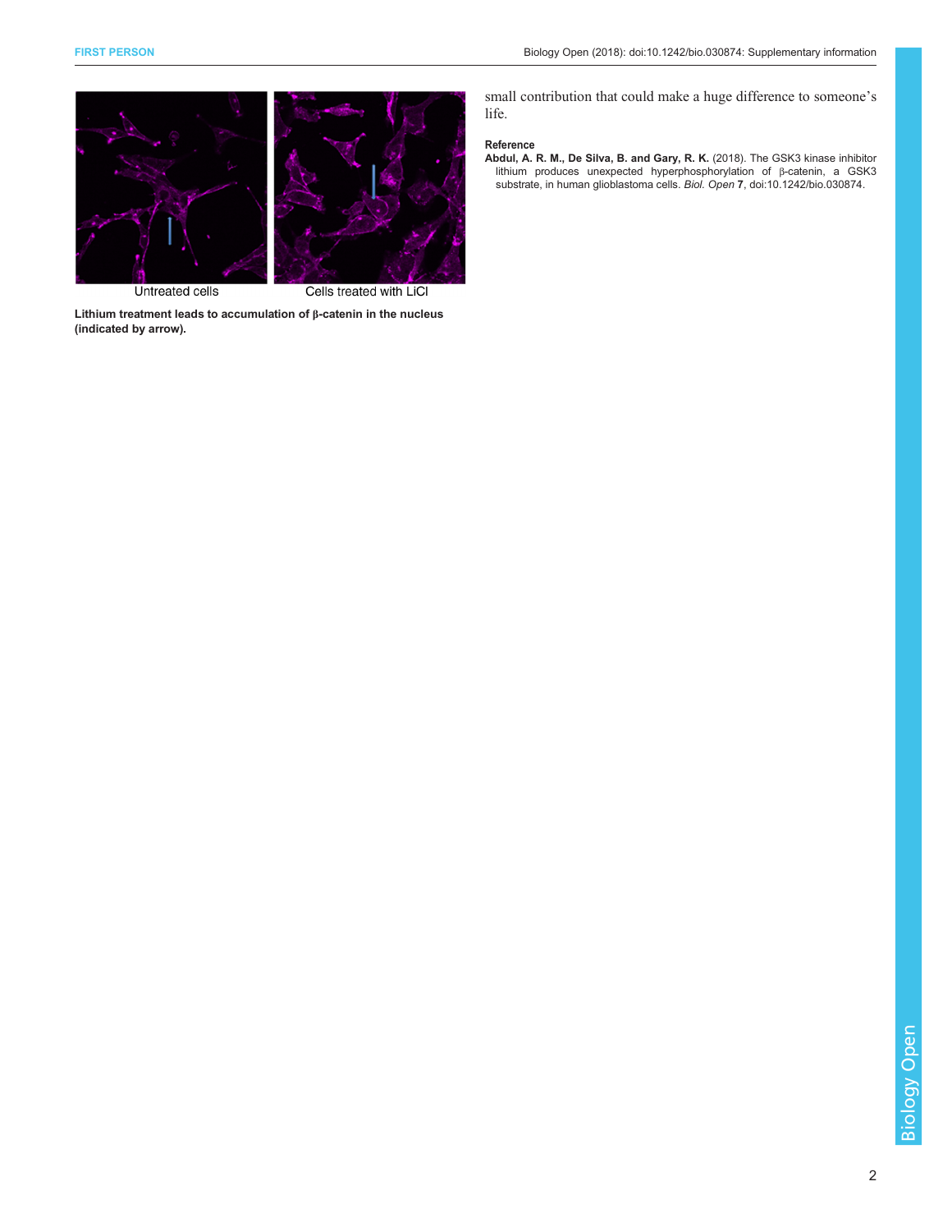Untreated cells

Cells treated with LiCl

**Lithium treatment leads to accumulation of β-catenin in the nucleus (indicated by arrow).**

small contribution that could make a huge difference to someone's life.

#### Reference

**Abdul, A. R. M., De Silva, B. and Gary, R. K.** (2018). The GSK3 kinase inhibitor lithium produces unexpected hyperphosphorylation of β-catenin, a GSK3 substrate, in human glioblastoma cells. *Biol. Open* **7**, doi:10.1242/bio.030874.